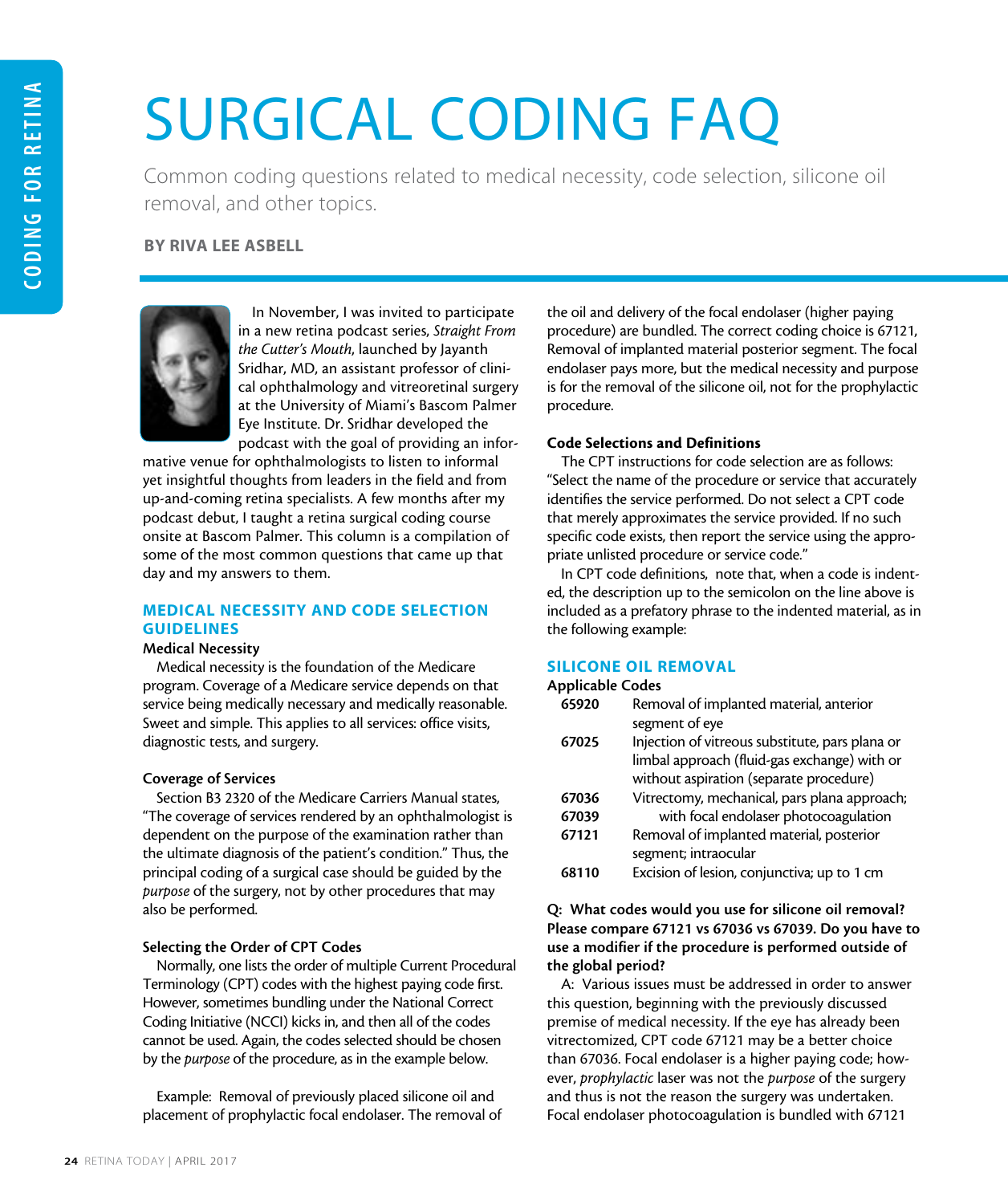# SURGICAL CODING FAQ

Common coding questions related to medical necessity, code selection, silicone oil removal, and other topics.

**BY RIVA LEE ASBELL**

In November, I was invited to participate in a new retina podcast series, *Straight From the Cutter's Mouth*, launched by Jayanth Sridhar, MD, an assistant professor of clinical ophthalmology and vitreoretinal surgery at the University of Miami's Bascom Palmer Eye Institute. Dr. Sridhar developed the podcast with the goal of providing an informative venue for ophthalmologists to listen to informal yet insightful thoughts from leaders in the field and from up-and-coming retina specialists. A few months after my podcast debut, I taught a retina surgical coding course onsite at Bascom Palmer. This column is a compilation of some of the most common questions that came up that day and my answers to them.

## MEDICAL NECESSITY AND CODE SELECTION GUIDELINES

### Medical Necessity

Medical necessity is the foundation of the Medicare program. Coverage of a Medicare service depends on that service being medically necessary and medically reasonable. Sweet and simple. This applies to all services: office visits, diagnostic tests, and surgery.

### Coverage of Services

Section B3 2320 of the Medicare Carriers Manual states, "The coverage of services rendered by an ophthalmologist is dependent on the purpose of the examination rather than the ultimate diagnosis of the patient's condition." Thus, the principal coding of a surgical case should be guided by the *purpose* of the surgery, not by other procedures that may also be performed.

### Selecting the Order of CPT Codes

Normally, one lists the order of multiple Current Procedural Terminology (CPT) codes with the highest paying code first. However, sometimes bundling under the National Correct Coding Initiative (NCCI) kicks in, and then all of the codes cannot be used. Again, the codes selected should be chosen by the *purpose* of the procedure, as in the example below.

Example: Removal of previously placed silicone oil and placement of prophylactic focal endolaser. The removal of the oil and delivery of the focal endolaser (higher paying procedure) are bundled. The correct coding choice is 67121, Removal of implanted material posterior segment. The focal endolaser pays more, but the medical necessity and purpose is for the removal of the silicone oil, not for the prophylactic procedure.

### Code Selections and Definitions

The CPT instructions for code selection are as follows: "Select the name of the procedure or service that accurately identifies the service performed. Do not select a CPT code that merely approximates the service provided. If no such specific code exists, then report the service using the appropriate unlisted procedure or service code."

In CPT code definitions, note that, when a code is indented, the description up to the semicolon on the line above is included as a prefatory phrase to the indented material, as in the following example:

## SILICONE OIL REMOVAL

### Applicable Codes

| Code | Description |
|---|---|
| **65920** | Removal of implanted material, anterior segment of eye |
| **67025** | Injection of vitreous substitute, pars plana or limbal approach (fluid-gas exchange) with or without aspiration (separate procedure) |
| **67036** | Vitrectomy, mechanical, pars plana approach; |
| **67039** | with focal endolaser photocoagulation |
| **67121** | Removal of implanted material, posterior segment; intraocular |
| **68110** | Excision of lesion, conjunctiva; up to 1 cm |

**Q: What codes would you use for silicone oil removal? Please compare 67121 vs 67036 vs 67039. Do you have to use a modifier if the procedure is performed outside of the global period?**

A: Various issues must be addressed in order to answer this question, beginning with the previously discussed premise of medical necessity. If the eye has already been vitrectomized, CPT code 67121 may be a better choice than 67036. Focal endolaser is a higher paying code; however, *prophylactic* laser was not the *purpose* of the surgery and thus is not the reason the surgery was undertaken. Focal endolaser photocoagulation is bundled with 67121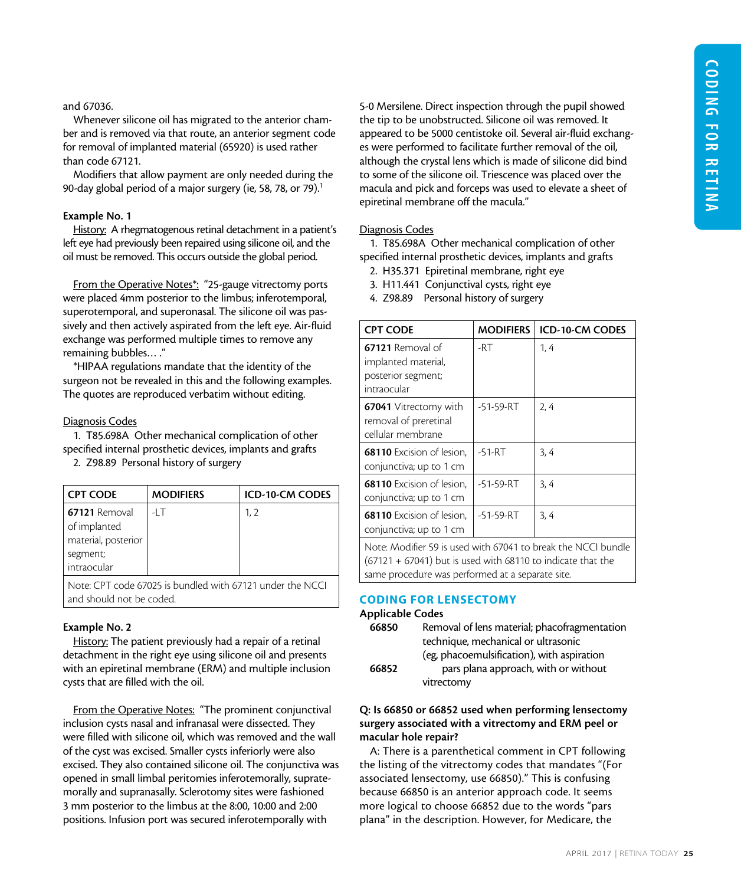and 67036.

Whenever silicone oil has migrated to the anterior chamber and is removed via that route, an anterior segment code for removal of implanted material (65920) is used rather than code 67121.

Modifiers that allow payment are only needed during the 90-day global period of a major surgery (ie, 58, 78, or 79).[1]

**Example No. 1**

History: A rhegmatogenous retinal detachment in a patient's left eye had previously been repaired using silicone oil, and the oil must be removed. This occurs outside the global period.

From the Operative Notes*: "25-gauge vitrectomy ports were placed 4mm posterior to the limbus; inferotemporal, superotemporal, and superonasal. The silicone oil was passively and then actively aspirated from the left eye. Air-fluid exchange was performed multiple times to remove any remaining bubbles… ."

*HIPAA regulations mandate that the identity of the surgeon not be revealed in this and the following examples. The quotes are reproduced verbatim without editing.

Diagnosis Codes

1. T85.698A Other mechanical complication of other specified internal prosthetic devices, implants and grafts
2. Z98.89 Personal history of surgery

| CPT CODE | MODIFIERS | ICD-10-CM CODES |
|---|---|---|
| **67121** Removal of implanted material, posterior segment; intraocular | -LT | 1, 2 |
| Note: CPT code 67025 is bundled with 67121 under the NCCI and should not be coded. | | |

**Example No. 2**

History: The patient previously had a repair of a retinal detachment in the right eye using silicone oil and presents with an epiretinal membrane (ERM) and multiple inclusion cysts that are filled with the oil.

From the Operative Notes: "The prominent conjunctival inclusion cysts nasal and infranasal were dissected. They were filled with silicone oil, which was removed and the wall of the cyst was excised. Smaller cysts inferiorly were also excised. They also contained silicone oil. The conjunctiva was opened in small limbal peritomies inferotemorally, supratemorally and supranasally. Sclerotomy sites were fashioned 3 mm posterior to the limbus at the 8:00, 10:00 and 2:00 positions. Infusion port was secured inferotemporally with 5-0 Mersilene. Direct inspection through the pupil showed the tip to be unobstructed. Silicone oil was removed. It appeared to be 5000 centistoke oil. Several air-fluid exchanges were performed to facilitate further removal of the oil, although the crystal lens which is made of silicone did bind to some of the silicone oil. Triescence was placed over the macula and pick and forceps was used to elevate a sheet of epiretinal membrane off the macula."

Diagnosis Codes

1. T85.698A Other mechanical complication of other specified internal prosthetic devices, implants and grafts
2. H35.371 Epiretinal membrane, right eye
3. H11.441 Conjunctival cysts, right eye
4. Z98.89 Personal history of surgery

| CPT CODE | MODIFIERS | ICD-10-CM CODES |
|---|---|---|
| **67121** Removal of implanted material, posterior segment; intraocular | -RT | 1, 4 |
| **67041** Vitrectomy with removal of preretinal cellular membrane | -51-59-RT | 2, 4 |
| **68110** Excision of lesion, conjunctiva; up to 1 cm | -51-RT | 3, 4 |
| **68110** Excision of lesion, conjunctiva; up to 1 cm | -51-59-RT | 3, 4 |
| **68110** Excision of lesion, conjunctiva; up to 1 cm | -51-59-RT | 3, 4 |
| Note: Modifier 59 is used with 67041 to break the NCCI bundle (67121 + 67041) but is used with 68110 to indicate that the same procedure was performed at a separate site. | | |

## CODING FOR LENSECTOMY

**Applicable Codes**

**66850** Removal of lens material; phacofragmentation technique, mechanical or ultrasonic (eg, phacoemulsification), with aspiration

**66852** pars plana approach, with or without vitrectomy

**Q: Is 66850 or 66852 used when performing lensectomy surgery associated with a vitrectomy and ERM peel or macular hole repair?**

A: There is a parenthetical comment in CPT following the listing of the vitrectomy codes that mandates "(For associated lensectomy, use 66850)." This is confusing because 66850 is an anterior approach code. It seems more logical to choose 66852 due to the words "pars plana" in the description. However, for Medicare, the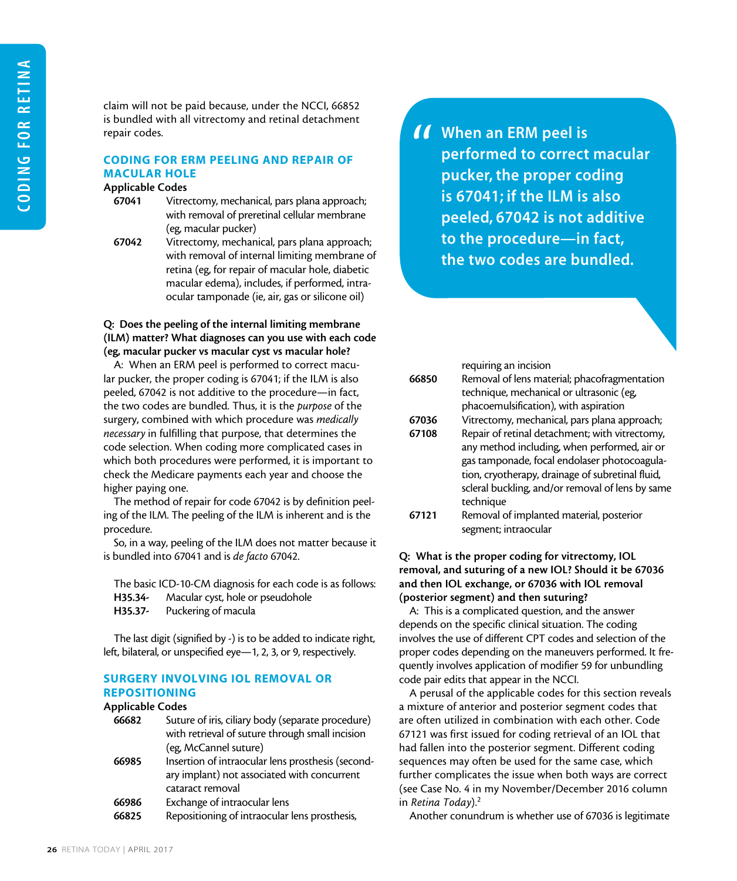claim will not be paid because, under the NCCI, 66852 is bundled with all vitrectomy and retinal detachment repair codes.

## CODING FOR ERM PEELING AND REPAIR OF MACULAR HOLE

**Applicable Codes**

**67041** Vitrectomy, mechanical, pars plana approach; with removal of preretinal cellular membrane (eg, macular pucker)

**67042** Vitrectomy, mechanical, pars plana approach; with removal of internal limiting membrane of retina (eg, for repair of macular hole, diabetic macular edema), includes, if performed, intraocular tamponade (ie, air, gas or silicone oil)

**Q: Does the peeling of the internal limiting membrane (ILM) matter? What diagnoses can you use with each code (eg, macular pucker vs macular cyst vs macular hole)?**

A: When an ERM peel is performed to correct macular pucker, the proper coding is 67041; if the ILM is also peeled, 67042 is not additive to the procedure—in fact, the two codes are bundled. Thus, it is the *purpose* of the surgery, combined with which procedure was *medically necessary* in fulfilling that purpose, that determines the code selection. When coding more complicated cases in which both procedures were performed, it is important to check the Medicare payments each year and choose the higher paying one.

The method of repair for code 67042 is by definition peeling of the ILM. The peeling of the ILM is inherent and is the procedure.

So, in a way, peeling of the ILM does not matter because it is bundled into 67041 and is *de facto* 67042.

The basic ICD-10-CM diagnosis for each code is as follows:

**H35.34-** Macular cyst, hole or pseudohole

**H35.37-** Puckering of macula

The last digit (signified by -) is to be added to indicate right, left, bilateral, or unspecified eye—1, 2, 3, or 9, respectively.

> When an ERM peel is performed to correct macular pucker, the proper coding is 67041; if the ILM is also peeled, 67042 is not additive to the procedure—in fact, the two codes are bundled.

## SURGERY INVOLVING IOL REMOVAL OR REPOSITIONING

**Applicable Codes**

**66682** Suture of iris, ciliary body (separate procedure) with retrieval of suture through small incision (eg, McCannel suture)

**66985** Insertion of intraocular lens prosthesis (secondary implant) not associated with concurrent cataract removal

**66986** Exchange of intraocular lens

**66825** Repositioning of intraocular lens prosthesis, requiring an incision

**66850** Removal of lens material; phacofragmentation technique, mechanical or ultrasonic (eg, phacoemulsification), with aspiration

**67036** Vitrectomy, mechanical, pars plana approach;

**67108** Repair of retinal detachment; with vitrectomy, any method including, when performed, air or gas tamponade, focal endolaser photocoagulation, cryotherapy, drainage of subretinal fluid, scleral buckling, and/or removal of lens by same technique

**67121** Removal of implanted material, posterior segment; intraocular

**Q: What is the proper coding for vitrectomy, IOL removal, and suturing of a new IOL? Should it be 67036 and then IOL exchange, or 67036 with IOL removal (posterior segment) and then suturing?**

A: This is a complicated question, and the answer depends on the specific clinical situation. The coding involves the use of different CPT codes and selection of the proper codes depending on the maneuvers performed. It frequently involves application of modifier 59 for unbundling code pair edits that appear in the NCCI.

A perusal of the applicable codes for this section reveals a mixture of anterior and posterior segment codes that are often utilized in combination with each other. Code 67121 was first issued for coding retrieval of an IOL that had fallen into the posterior segment. Different coding sequences may often be used for the same case, which further complicates the issue when both ways are correct (see Case No. 4 in my November/December 2016 column in *Retina Today*).[2]

Another conundrum is whether use of 67036 is legitimate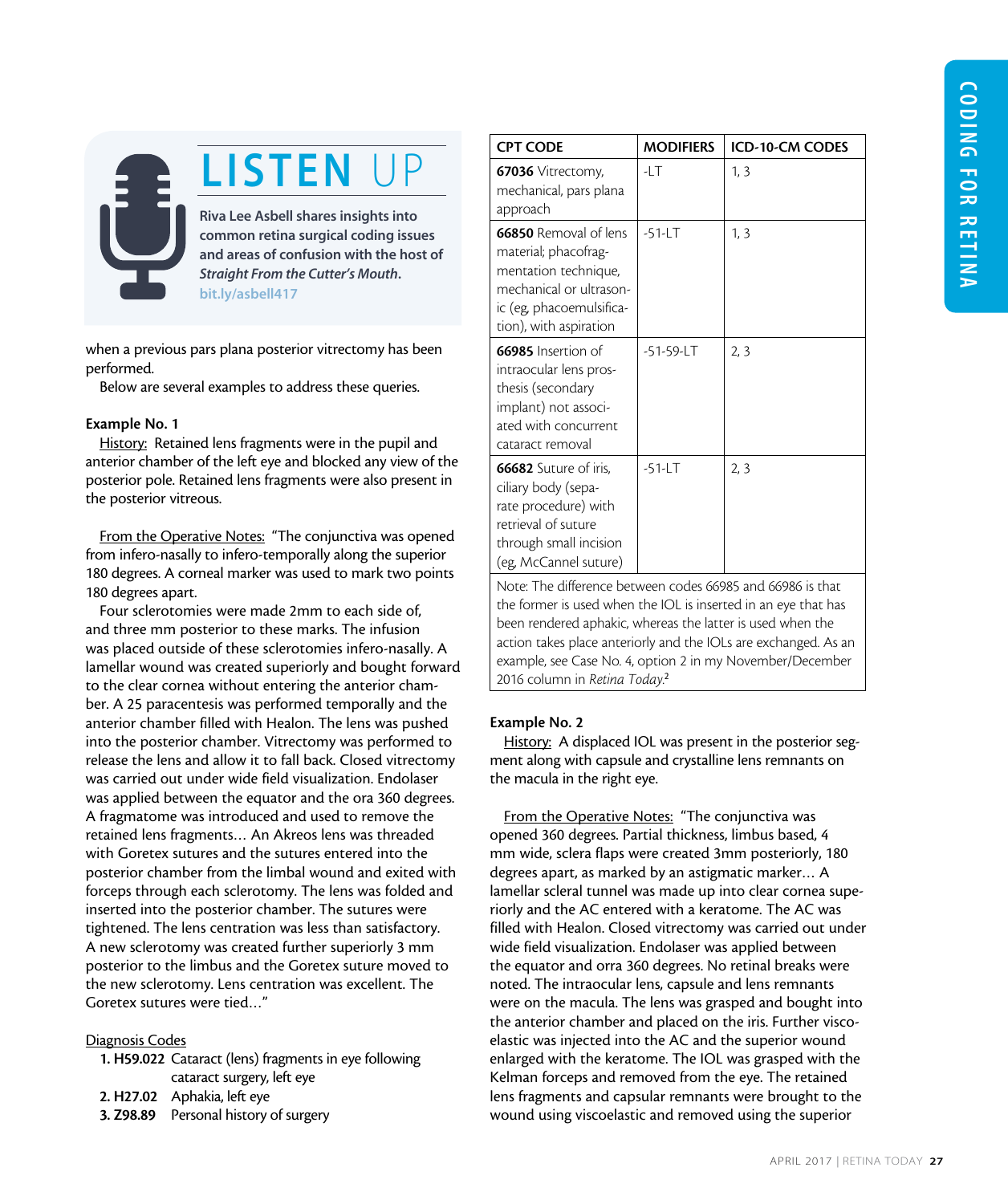## LISTEN UP

**Riva Lee Asbell shares insights into common retina surgical coding issues and areas of confusion with the host of *Straight From the Cutter's Mouth*.**
**bit.ly/asbell417**

when a previous pars plana posterior vitrectomy has been performed.

Below are several examples to address these queries.

### Example No. 1

History: Retained lens fragments were in the pupil and anterior chamber of the left eye and blocked any view of the posterior pole. Retained lens fragments were also present in the posterior vitreous.

From the Operative Notes: "The conjunctiva was opened from infero-nasally to infero-temporally along the superior 180 degrees. A corneal marker was used to mark two points 180 degrees apart.

Four sclerotomies were made 2mm to each side of, and three mm posterior to these marks. The infusion was placed outside of these sclerotomies infero-nasally. A lamellar wound was created superiorly and bought forward to the clear cornea without entering the anterior chamber. A 25 paracentesis was performed temporally and the anterior chamber filled with Healon. The lens was pushed into the posterior chamber. Vitrectomy was performed to release the lens and allow it to fall back. Closed vitrectomy was carried out under wide field visualization. Endolaser was applied between the equator and the ora 360 degrees. A fragmatome was introduced and used to remove the retained lens fragments… An Akreos lens was threaded with Goretex sutures and the sutures entered into the posterior chamber from the limbal wound and exited with forceps through each sclerotomy. The lens was folded and inserted into the posterior chamber. The sutures were tightened. The lens centration was less than satisfactory. A new sclerotomy was created further superiorly 3 mm posterior to the limbus and the Goretex suture moved to the new sclerotomy. Lens centration was excellent. The Goretex sutures were tied…"

Diagnosis Codes

1. **H59.022** Cataract (lens) fragments in eye following cataract surgery, left eye
2. **H27.02** Aphakia, left eye
3. **Z98.89** Personal history of surgery

| CPT CODE | MODIFIERS | ICD-10-CM CODES |
|---|---|---|
| **67036** Vitrectomy, mechanical, pars plana approach | -LT | 1, 3 |
| **66850** Removal of lens material; phacofragmentation technique, mechanical or ultrasonic (eg, phacoemulsification), with aspiration | -51-LT | 1, 3 |
| **66985** Insertion of intraocular lens prosthesis (secondary implant) not associated with concurrent cataract removal | -51-59-LT | 2, 3 |
| **66682** Suture of iris, ciliary body (separate procedure) with retrieval of suture through small incision (eg, McCannel suture) | -51-LT | 2, 3 |
| Note: The difference between codes 66985 and 66986 is that the former is used when the IOL is inserted in an eye that has been rendered aphakic, whereas the latter is used when the action takes place anteriorly and the IOLs are exchanged. As an example, see Case No. 4, option 2 in my November/December 2016 column in *Retina Today*.[2] | | |

### Example No. 2

History: A displaced IOL was present in the posterior segment along with capsule and crystalline lens remnants on the macula in the right eye.

From the Operative Notes: "The conjunctiva was opened 360 degrees. Partial thickness, limbus based, 4 mm wide, sclera flaps were created 3mm posteriorly, 180 degrees apart, as marked by an astigmatic marker… A lamellar scleral tunnel was made up into clear cornea superiorly and the AC entered with a keratome. The AC was filled with Healon. Closed vitrectomy was carried out under wide field visualization. Endolaser was applied between the equator and orra 360 degrees. No retinal breaks were noted. The intraocular lens, capsule and lens remnants were on the macula. The lens was grasped and bought into the anterior chamber and placed on the iris. Further viscoelastic was injected into the AC and the superior wound enlarged with the keratome. The IOL was grasped with the Kelman forceps and removed from the eye. The retained lens fragments and capsular remnants were brought to the wound using viscoelastic and removed using the superior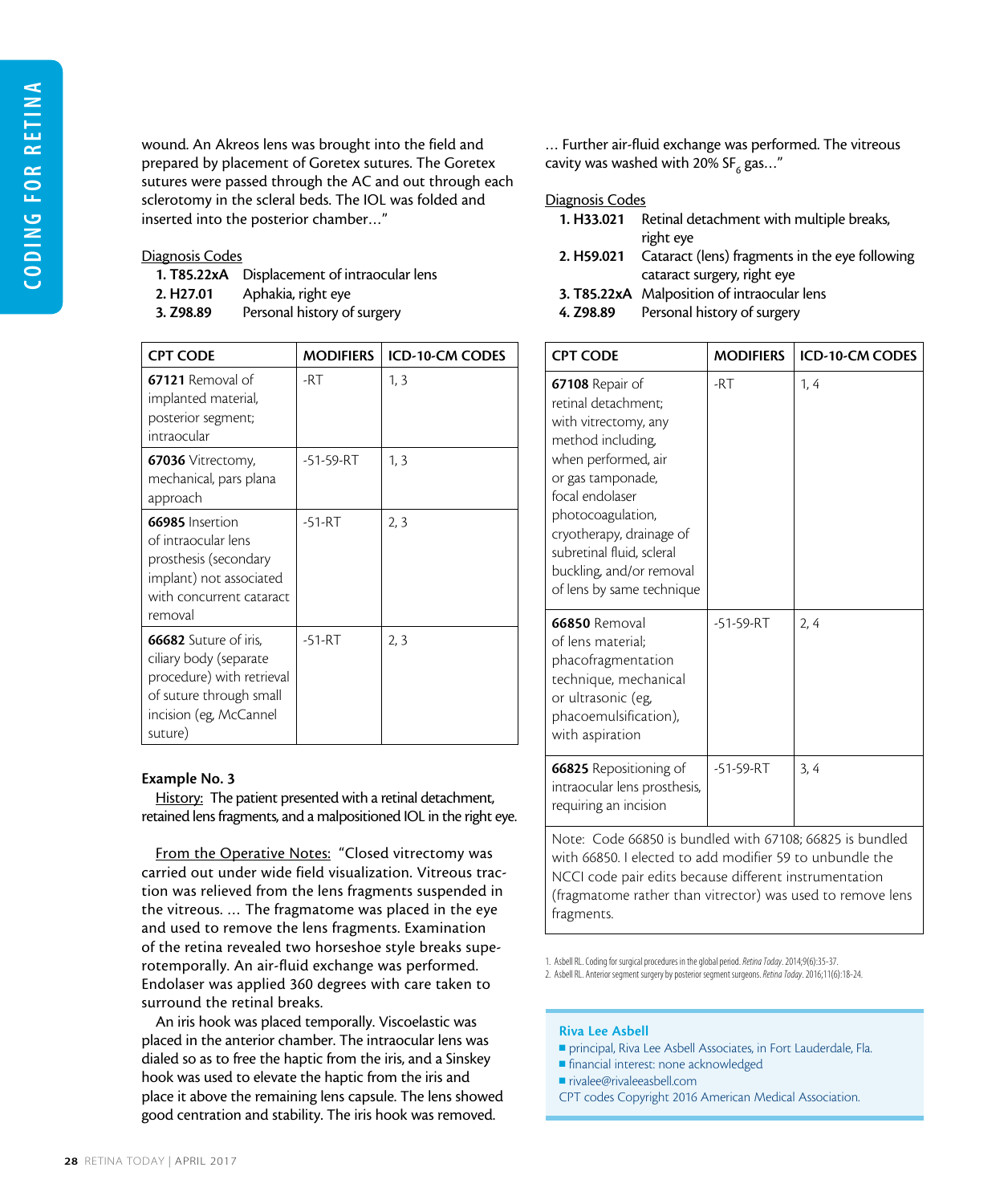wound. An Akreos lens was brought into the field and prepared by placement of Goretex sutures. The Goretex sutures were passed through the AC and out through each sclerotomy in the scleral beds. The IOL was folded and inserted into the posterior chamber…"

Diagnosis Codes

1. **T85.22xA** Displacement of intraocular lens
2. **H27.01** Aphakia, right eye
3. **Z98.89** Personal history of surgery

| CPT CODE | MODIFIERS | ICD-10-CM CODES |
| --- | --- | --- |
| **67121** Removal of implanted material, posterior segment; intraocular | -RT | 1, 3 |
| **67036** Vitrectomy, mechanical, pars plana approach | -51-59-RT | 1, 3 |
| **66985** Insertion of intraocular lens prosthesis (secondary implant) not associated with concurrent cataract removal | -51-RT | 2, 3 |
| **66682** Suture of iris, ciliary body (separate procedure) with retrieval of suture through small incision (eg, McCannel suture) | -51-RT | 2, 3 |

### Example No. 3

History: The patient presented with a retinal detachment, retained lens fragments, and a malpositioned IOL in the right eye.

From the Operative Notes: "Closed vitrectomy was carried out under wide field visualization. Vitreous traction was relieved from the lens fragments suspended in the vitreous. … The fragmatome was placed in the eye and used to remove the lens fragments. Examination of the retina revealed two horseshoe style breaks superotemporally. An air-fluid exchange was performed. Endolaser was applied 360 degrees with care taken to surround the retinal breaks.

An iris hook was placed temporally. Viscoelastic was placed in the anterior chamber. The intraocular lens was dialed so as to free the haptic from the iris, and a Sinskey hook was used to elevate the haptic from the iris and place it above the remaining lens capsule. The lens showed good centration and stability. The iris hook was removed. … Further air-fluid exchange was performed. The vitreous cavity was washed with 20% $SF_6$ gas…"

Diagnosis Codes

1. **H33.021** Retinal detachment with multiple breaks, right eye
2. **H59.021** Cataract (lens) fragments in the eye following cataract surgery, right eye
3. **T85.22xA** Malposition of intraocular lens
4. **Z98.89** Personal history of surgery

| CPT CODE | MODIFIERS | ICD-10-CM CODES |
| --- | --- | --- |
| **67108** Repair of retinal detachment; with vitrectomy, any method including, when performed, air or gas tamponade, focal endolaser photocoagulation, cryotherapy, drainage of subretinal fluid, scleral buckling, and/or removal of lens by same technique | -RT | 1, 4 |
| **66850** Removal of lens material; phacofragmentation technique, mechanical or ultrasonic (eg, phacoemulsification), with aspiration | -51-59-RT | 2, 4 |
| **66825** Repositioning of intraocular lens prosthesis, requiring an incision | -51-59-RT | 3, 4 |
| Note: Code 66850 is bundled with 67108; 66825 is bundled with 66850. I elected to add modifier 59 to unbundle the NCCI code pair edits because different instrumentation (fragmatome rather than vitrector) was used to remove lens fragments. | | |

1. Asbell RL. Coding for surgical procedures in the global period. *Retina Today*. 2014;9(6):35-37.
2. Asbell RL. Anterior segment surgery by posterior segment surgeons. *Retina Today*. 2016;11(6):18-24.

**Riva Lee Asbell**

- principal, Riva Lee Asbell Associates, in Fort Lauderdale, Fla.
- financial interest: none acknowledged
- rivalee@rivaleeasbell.com

CPT codes Copyright 2016 American Medical Association.